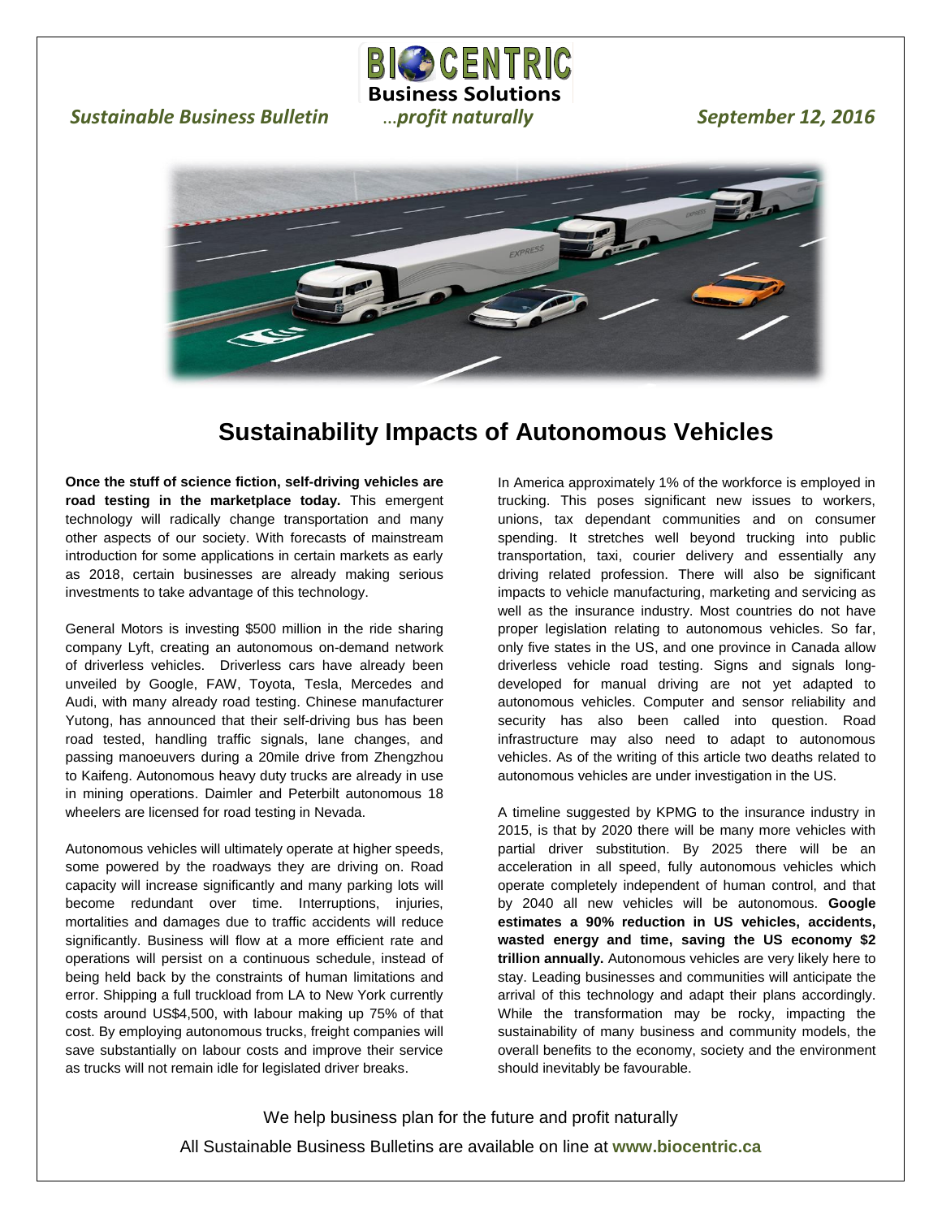**BIOCENTRIC Business Solutions**

*Sustainable Business Bulletin* ...*profit naturally* *September 12, 2016*

# Sustainability Impacts of Autonomous Vehicles

**Once the stuff of science fiction, self-driving vehicles are road testing in the marketplace today.** This emergent technology will radically change transportation and many other aspects of our society. With forecasts of mainstream introduction for some applications in certain markets as early as 2018, certain businesses are already making serious investments to take advantage of this technology.

General Motors is investing $500 million in the ride sharing company Lyft, creating an autonomous on-demand network of driverless vehicles. Driverless cars have already been unveiled by Google, FAW, Toyota, Tesla, Mercedes and Audi, with many already road testing. Chinese manufacturer Yutong, has announced that their self-driving bus has been road tested, handling traffic signals, lane changes, and passing manoeuvers during a 20mile drive from Zhengzhou to Kaifeng. Autonomous heavy duty trucks are already in use in mining operations. Daimler and Peterbilt autonomous 18 wheelers are licensed for road testing in Nevada.

Autonomous vehicles will ultimately operate at higher speeds, some powered by the roadways they are driving on. Road capacity will increase significantly and many parking lots will become redundant over time. Interruptions, injuries, mortalities and damages due to traffic accidents will reduce significantly. Business will flow at a more efficient rate and operations will persist on a continuous schedule, instead of being held back by the constraints of human limitations and error. Shipping a full truckload from LA to New York currently costs around US$4,500, with labour making up 75% of that cost. By employing autonomous trucks, freight companies will save substantially on labour costs and improve their service as trucks will not remain idle for legislated driver breaks.

In America approximately 1% of the workforce is employed in trucking. This poses significant new issues to workers, unions, tax dependant communities and on consumer spending. It stretches well beyond trucking into public transportation, taxi, courier delivery and essentially any driving related profession. There will also be significant impacts to vehicle manufacturing, marketing and servicing as well as the insurance industry. Most countries do not have proper legislation relating to autonomous vehicles. So far, only five states in the US, and one province in Canada allow driverless vehicle road testing. Signs and signals long-developed for manual driving are not yet adapted to autonomous vehicles. Computer and sensor reliability and security has also been called into question. Road infrastructure may also need to adapt to autonomous vehicles. As of the writing of this article two deaths related to autonomous vehicles are under investigation in the US.

A timeline suggested by KPMG to the insurance industry in 2015, is that by 2020 there will be many more vehicles with partial driver substitution. By 2025 there will be an acceleration in all speed, fully autonomous vehicles which operate completely independent of human control, and that by 2040 all new vehicles will be autonomous. **Google estimates a 90% reduction in US vehicles, accidents, wasted energy and time, saving the US economy $2 trillion annually.** Autonomous vehicles are very likely here to stay. Leading businesses and communities will anticipate the arrival of this technology and adapt their plans accordingly. While the transformation may be rocky, impacting the sustainability of many business and community models, the overall benefits to the economy, society and the environment should inevitably be favourable.

We help business plan for the future and profit naturally

All Sustainable Business Bulletins are available on line at **www.biocentric.ca**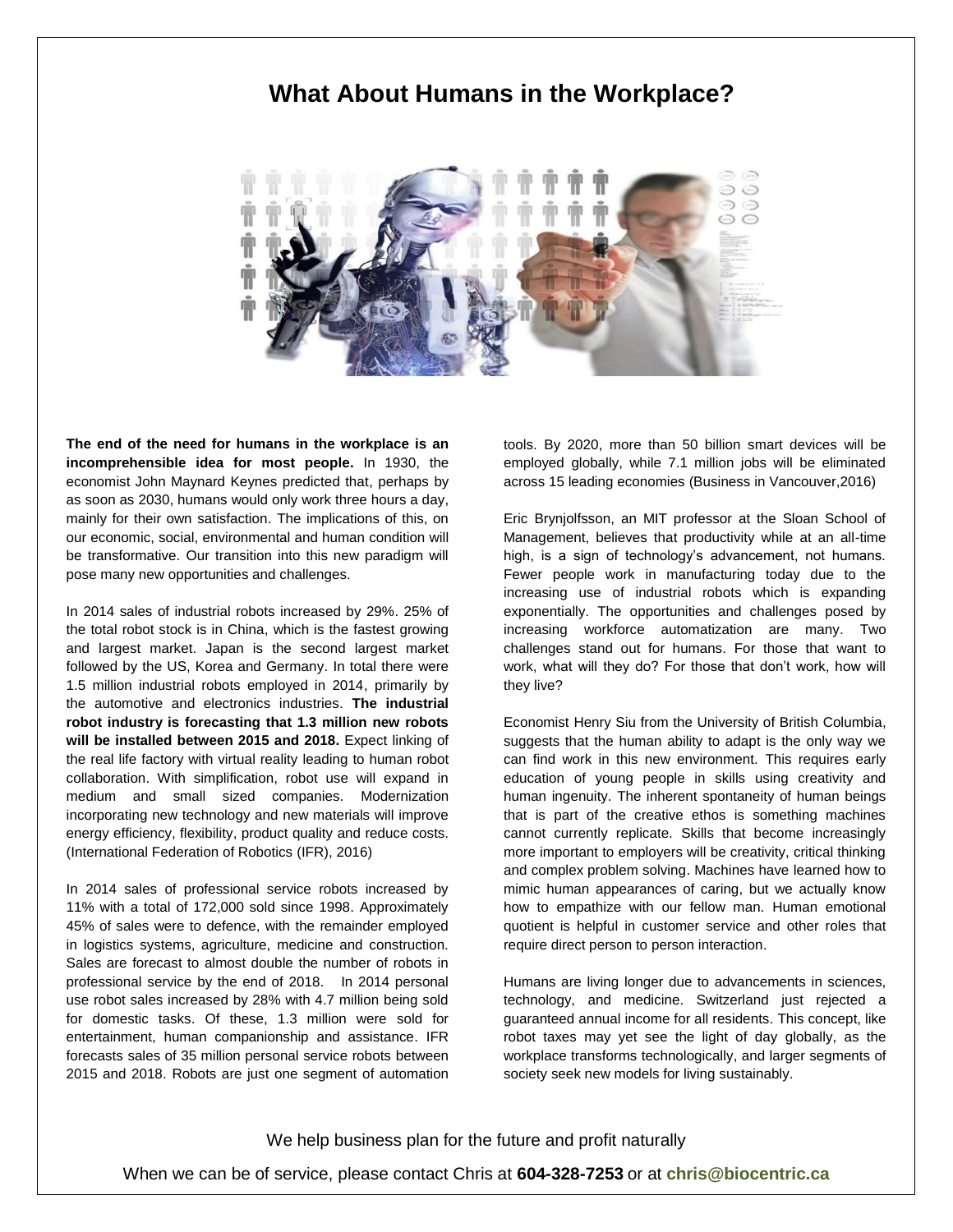# What About Humans in the Workplace?

**The end of the need for humans in the workplace is an incomprehensible idea for most people.** In 1930, the economist John Maynard Keynes predicted that, perhaps by as soon as 2030, humans would only work three hours a day, mainly for their own satisfaction. The implications of this, on our economic, social, environmental and human condition will be transformative. Our transition into this new paradigm will pose many new opportunities and challenges.

In 2014 sales of industrial robots increased by 29%. 25% of the total robot stock is in China, which is the fastest growing and largest market. Japan is the second largest market followed by the US, Korea and Germany. In total there were 1.5 million industrial robots employed in 2014, primarily by the automotive and electronics industries. **The industrial robot industry is forecasting that 1.3 million new robots will be installed between 2015 and 2018.** Expect linking of the real life factory with virtual reality leading to human robot collaboration. With simplification, robot use will expand in medium and small sized companies. Modernization incorporating new technology and new materials will improve energy efficiency, flexibility, product quality and reduce costs. (International Federation of Robotics (IFR), 2016)

In 2014 sales of professional service robots increased by 11% with a total of 172,000 sold since 1998. Approximately 45% of sales were to defence, with the remainder employed in logistics systems, agriculture, medicine and construction. Sales are forecast to almost double the number of robots in professional service by the end of 2018. In 2014 personal use robot sales increased by 28% with 4.7 million being sold for domestic tasks. Of these, 1.3 million were sold for entertainment, human companionship and assistance. IFR forecasts sales of 35 million personal service robots between 2015 and 2018. Robots are just one segment of automation tools. By 2020, more than 50 billion smart devices will be employed globally, while 7.1 million jobs will be eliminated across 15 leading economies (Business in Vancouver,2016)

Eric Brynjolfsson, an MIT professor at the Sloan School of Management, believes that productivity while at an all-time high, is a sign of technology's advancement, not humans. Fewer people work in manufacturing today due to the increasing use of industrial robots which is expanding exponentially. The opportunities and challenges posed by increasing workforce automatization are many. Two challenges stand out for humans. For those that want to work, what will they do? For those that don't work, how will they live?

Economist Henry Siu from the University of British Columbia, suggests that the human ability to adapt is the only way we can find work in this new environment. This requires early education of young people in skills using creativity and human ingenuity. The inherent spontaneity of human beings that is part of the creative ethos is something machines cannot currently replicate. Skills that become increasingly more important to employers will be creativity, critical thinking and complex problem solving. Machines have learned how to mimic human appearances of caring, but we actually know how to empathize with our fellow man. Human emotional quotient is helpful in customer service and other roles that require direct person to person interaction.

Humans are living longer due to advancements in sciences, technology, and medicine. Switzerland just rejected a guaranteed annual income for all residents. This concept, like robot taxes may yet see the light of day globally, as the workplace transforms technologically, and larger segments of society seek new models for living sustainably.

We help business plan for the future and profit naturally

When we can be of service, please contact Chris at **604-328-7253** or at **chris@biocentric.ca**